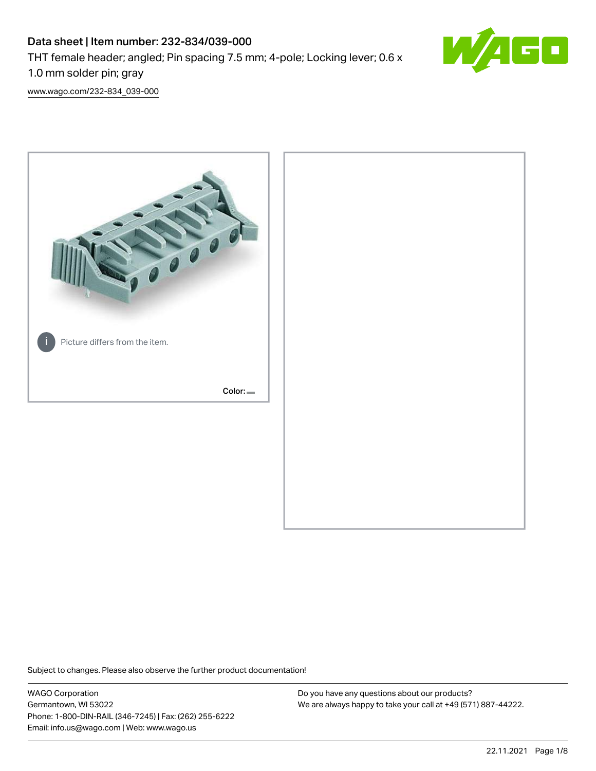# Data sheet | Item number: 232-834/039-000

THT female header; angled; Pin spacing 7.5 mm; 4-pole; Locking lever; 0.6 x 1.0 mm solder pin; gray

www.wago.com/232-834_039-000

Picture differs from the item.

Color:

Subject to changes. Please also observe the further product documentation!

WAGO Corporation
Germantown, WI 53022
Phone: 1-800-DIN-RAIL (346-7245) | Fax: (262) 255-6222
Email: info.us@wago.com | Web: www.wago.us

Do you have any questions about our products?
We are always happy to take your call at +49 (571) 887-44222.

22.11.2021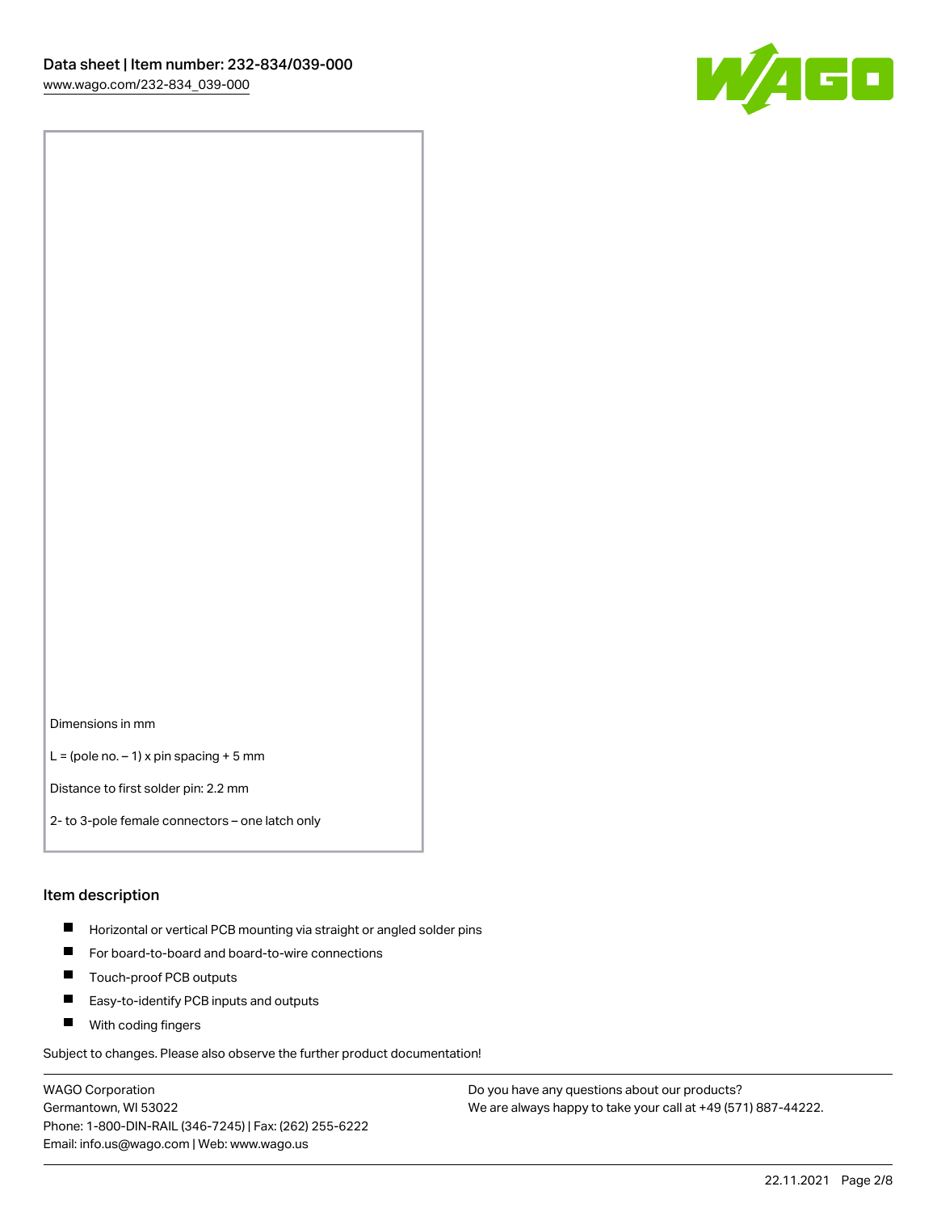Dimensions in mm

L = (pole no. – 1) x pin spacing + 5 mm

Distance to first solder pin: 2.2 mm

2- to 3-pole female connectors – one latch only

## Item description

- Horizontal or vertical PCB mounting via straight or angled solder pins
- For board-to-board and board-to-wire connections
- Touch-proof PCB outputs
- Easy-to-identify PCB inputs and outputs
- With coding fingers

Subject to changes. Please also observe the further product documentation!

WAGO Corporation
Germantown, WI 53022
Phone: 1-800-DIN-RAIL (346-7245) | Fax: (262) 255-6222
Email: info.us@wago.com | Web: www.wago.us

Do you have any questions about our products?
We are always happy to take your call at +49 (571) 887-44222.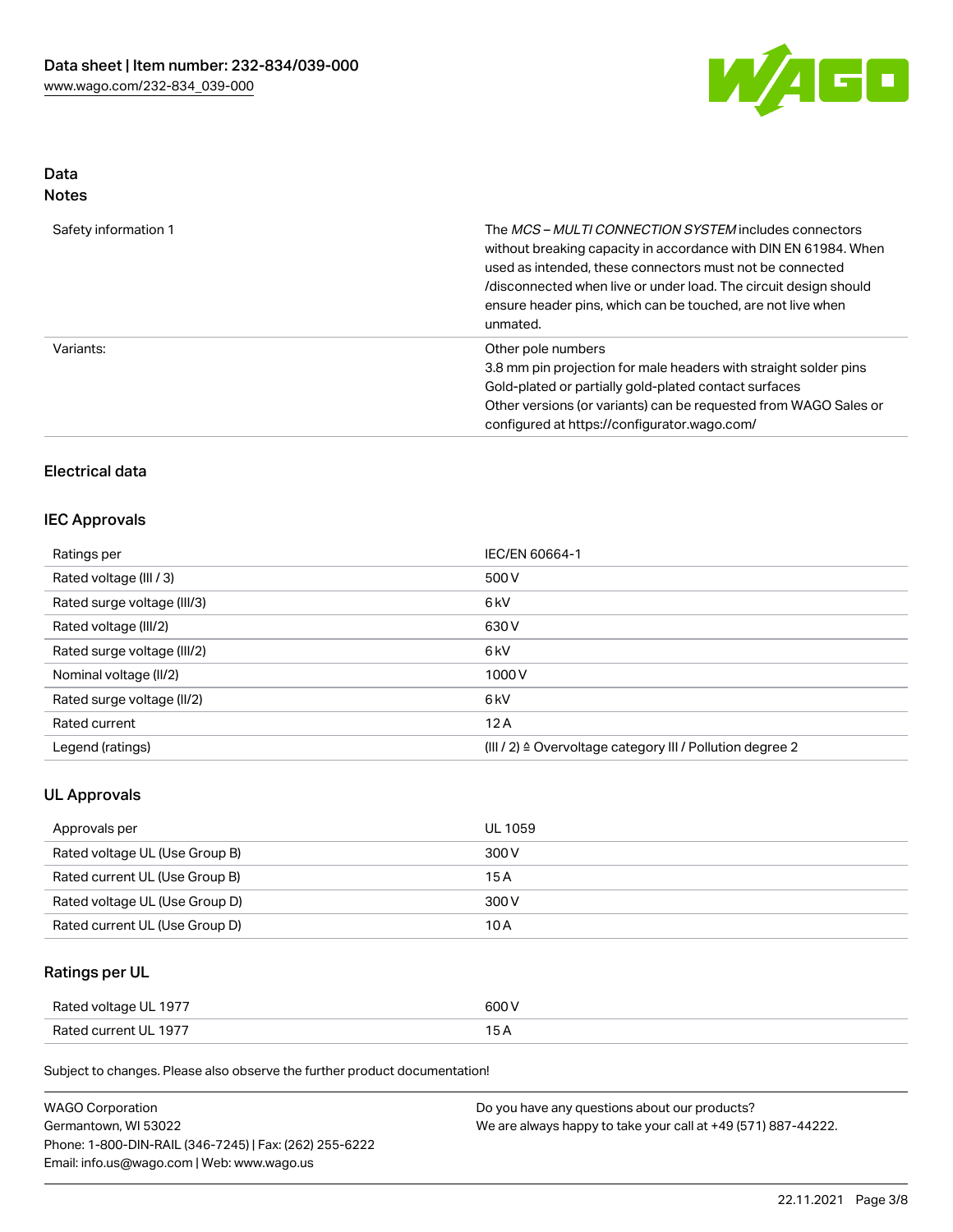## Data
### Notes

| | |
|---|---|
| Safety information 1 | The *MCS – MULTI CONNECTION SYSTEM* includes connectors without breaking capacity in accordance with DIN EN 61984. When used as intended, these connectors must not be connected /disconnected when live or under load. The circuit design should ensure header pins, which can be touched, are not live when unmated. |
| Variants: | Other pole numbers<br>3.8 mm pin projection for male headers with straight solder pins<br>Gold-plated or partially gold-plated contact surfaces<br>Other versions (or variants) can be requested from WAGO Sales or configured at https://configurator.wago.com/ |

## Electrical data

### IEC Approvals

| | |
|---|---|
| Ratings per | IEC/EN 60664-1 |
| Rated voltage (III / 3) | 500 V |
| Rated surge voltage (III/3) | 6 kV |
| Rated voltage (III/2) | 630 V |
| Rated surge voltage (III/2) | 6 kV |
| Nominal voltage (II/2) | 1000 V |
| Rated surge voltage (II/2) | 6 kV |
| Rated current | 12 A |
| Legend (ratings) | (III / 2) ≙ Overvoltage category III / Pollution degree 2 |

### UL Approvals

| | |
|---|---|
| Approvals per | UL 1059 |
| Rated voltage UL (Use Group B) | 300 V |
| Rated current UL (Use Group B) | 15 A |
| Rated voltage UL (Use Group D) | 300 V |
| Rated current UL (Use Group D) | 10 A |

### Ratings per UL

| | |
|---|---|
| Rated voltage UL 1977 | 600 V |
| Rated current UL 1977 | 15 A |

Subject to changes. Please also observe the further product documentation!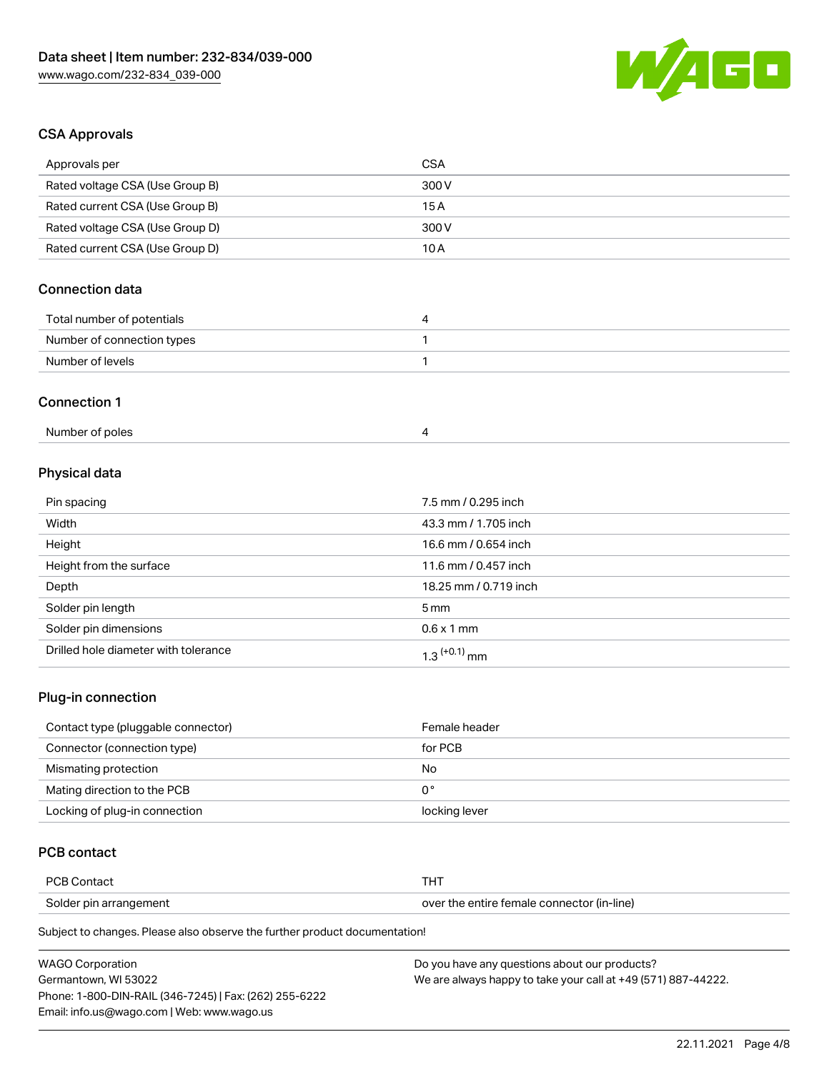## CSA Approvals

| Approvals per | CSA |
| --- | --- |
| Rated voltage CSA (Use Group B) | 300 V |
| Rated current CSA (Use Group B) | 15 A |
| Rated voltage CSA (Use Group D) | 300 V |
| Rated current CSA (Use Group D) | 10 A |

## Connection data

| Total number of potentials | 4 |
| --- | --- |
| Number of connection types | 1 |
| Number of levels | 1 |

## Connection 1

| Number of poles | 4 |
| --- | --- |

## Physical data

| Pin spacing | 7.5 mm / 0.295 inch |
| --- | --- |
| Width | 43.3 mm / 1.705 inch |
| Height | 16.6 mm / 0.654 inch |
| Height from the surface | 11.6 mm / 0.457 inch |
| Depth | 18.25 mm / 0.719 inch |
| Solder pin length | 5 mm |
| Solder pin dimensions | 0.6 x 1 mm |
| Drilled hole diameter with tolerance | $1.3^{(+0.1)}$ mm |

## Plug-in connection

| Contact type (pluggable connector) | Female header |
| --- | --- |
| Connector (connection type) | for PCB |
| Mismating protection | No |
| Mating direction to the PCB | 0 ° |
| Locking of plug-in connection | locking lever |

## PCB contact

| PCB Contact | THT |
| --- | --- |
| Solder pin arrangement | over the entire female connector (in-line) |

Subject to changes. Please also observe the further product documentation!

WAGO Corporation
Germantown, WI 53022
Phone: 1-800-DIN-RAIL (346-7245) | Fax: (262) 255-6222
Email: info.us@wago.com | Web: www.wago.us

Do you have any questions about our products?
We are always happy to take your call at +49 (571) 887-44222.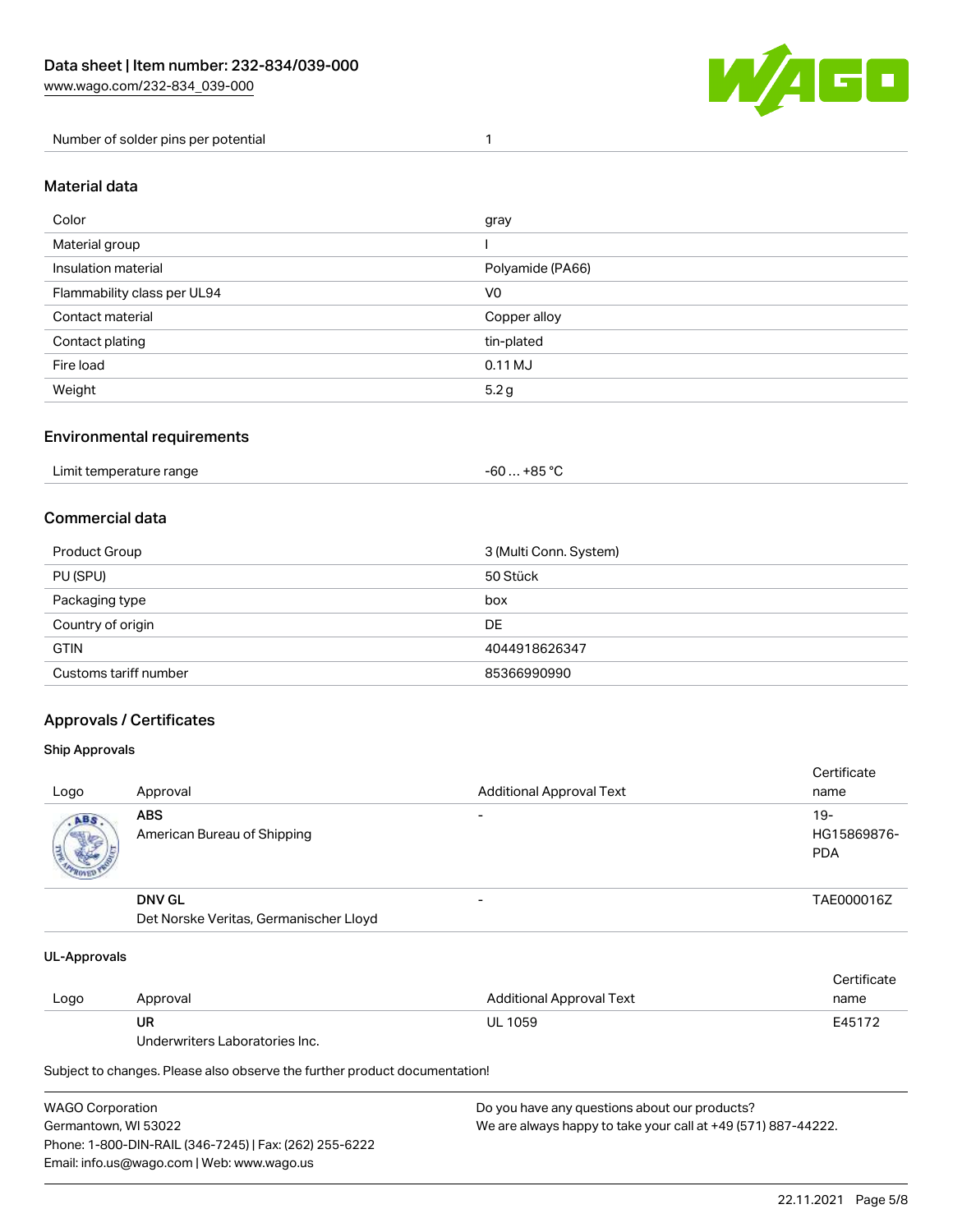| Number of solder pins per potential | 1 |
| --- | --- |

## Material data

| Color | gray |
| --- | --- |
| Material group | I |
| Insulation material | Polyamide (PA66) |
| Flammability class per UL94 | V0 |
| Contact material | Copper alloy |
| Contact plating | tin-plated |
| Fire load | 0.11 MJ |
| Weight | 5.2 g |

## Environmental requirements

| Limit temperature range | -60 … +85 °C |
| --- | --- |

## Commercial data

| Product Group | 3 (Multi Conn. System) |
| --- | --- |
| PU (SPU) | 50 Stück |
| Packaging type | box |
| Country of origin | DE |
| GTIN | 4044918626347 |
| Customs tariff number | 85366990990 |

## Approvals / Certificates

### Ship Approvals

| Logo | Approval | Additional Approval Text | Certificate name |
| --- | --- | --- | --- |
| | **ABS** American Bureau of Shipping | - | 19-HG15869876-PDA |
| | **DNV GL** Det Norske Veritas, Germanischer Lloyd | - | TAE000016Z |

### UL-Approvals

| Logo | Approval | Additional Approval Text | Certificate name |
| --- | --- | --- | --- |
| | **UR** Underwriters Laboratories Inc. | UL 1059 | E45172 |

Subject to changes. Please also observe the further product documentation!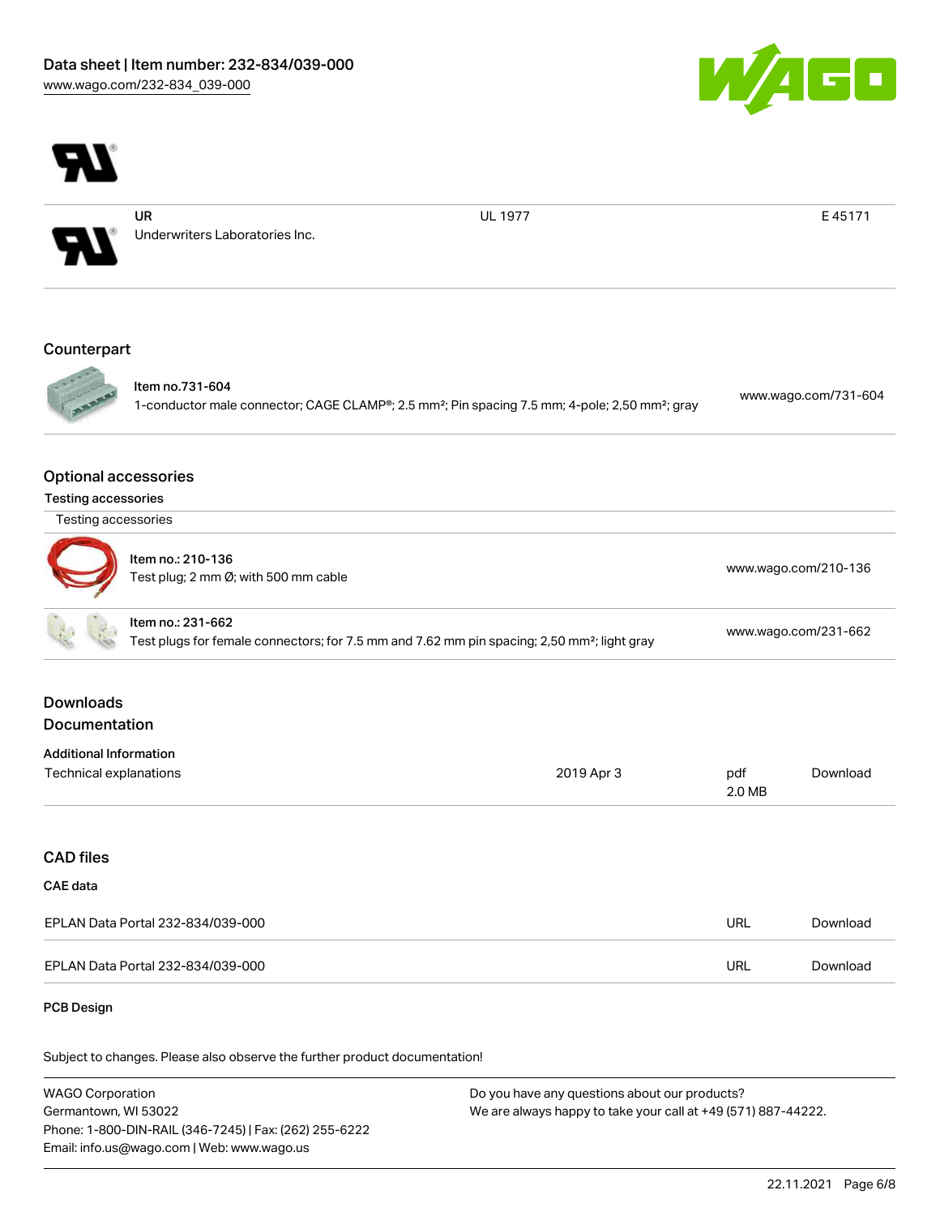| | UR | UL 1977 | E 45171 |
|---|---|---|---|
| | Underwriters Laboratories Inc. | | |

## Counterpart

| | | |
|---|---|---|
| | Item no.731-604<br>1-conductor male connector; CAGE CLAMP®; 2.5 mm²; Pin spacing 7.5 mm; 4-pole; 2,50 mm²; gray | www.wago.com/731-604 |

## Optional accessories

### Testing accessories

| Testing accessories | | |
|---|---|---|
| | Item no.: 210-136<br>Test plug; 2 mm Ø; with 500 mm cable | www.wago.com/210-136 |
| | Item no.: 231-662<br>Test plugs for female connectors; for 7.5 mm and 7.62 mm pin spacing; 2,50 mm²; light gray | www.wago.com/231-662 |

## Downloads

## Documentation

### Additional Information

| | | | |
|---|---|---|---|
| Technical explanations | 2019 Apr 3 | pdf<br>2.0 MB | Download |

## CAD files

### CAE data

| | | |
|---|---|---|
| EPLAN Data Portal 232-834/039-000 | URL | Download |
| EPLAN Data Portal 232-834/039-000 | URL | Download |

### PCB Design

Subject to changes. Please also observe the further product documentation!

WAGO Corporation
Germantown, WI 53022
Phone: 1-800-DIN-RAIL (346-7245) | Fax: (262) 255-6222
Email: info.us@wago.com | Web: www.wago.us

Do you have any questions about our products?
We are always happy to take your call at +49 (571) 887-44222.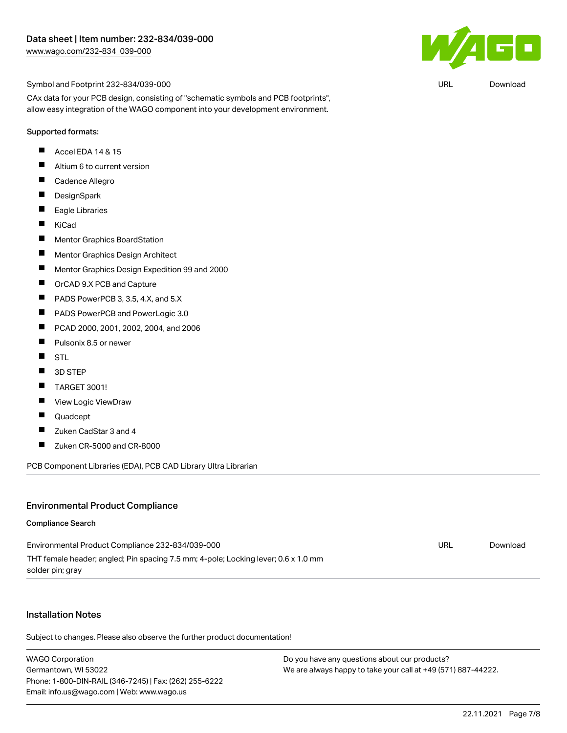Symbol and Footprint 232-834/039-000 URL Download

CAx data for your PCB design, consisting of "schematic symbols and PCB footprints", allow easy integration of the WAGO component into your development environment.

Supported formats:

- Accel EDA 14 & 15
- Altium 6 to current version
- Cadence Allegro
- DesignSpark
- Eagle Libraries
- KiCad
- Mentor Graphics BoardStation
- Mentor Graphics Design Architect
- Mentor Graphics Design Expedition 99 and 2000
- OrCAD 9.X PCB and Capture
- PADS PowerPCB 3, 3.5, 4.X, and 5.X
- PADS PowerPCB and PowerLogic 3.0
- PCAD 2000, 2001, 2002, 2004, and 2006
- Pulsonix 8.5 or newer
- STL
- 3D STEP
- TARGET 3001!
- View Logic ViewDraw
- Quadcept
- Zuken CadStar 3 and 4
- Zuken CR-5000 and CR-8000

PCB Component Libraries (EDA), PCB CAD Library Ultra Librarian

## Environmental Product Compliance

### Compliance Search

Environmental Product Compliance 232-834/039-000 URL Download

THT female header; angled; Pin spacing 7.5 mm; 4-pole; Locking lever; 0.6 x 1.0 mm solder pin; gray

## Installation Notes

Subject to changes. Please also observe the further product documentation!

WAGO Corporation
Germantown, WI 53022
Phone: 1-800-DIN-RAIL (346-7245) | Fax: (262) 255-6222
Email: info.us@wago.com | Web: www.wago.us

Do you have any questions about our products?
We are always happy to take your call at +49 (571) 887-44222.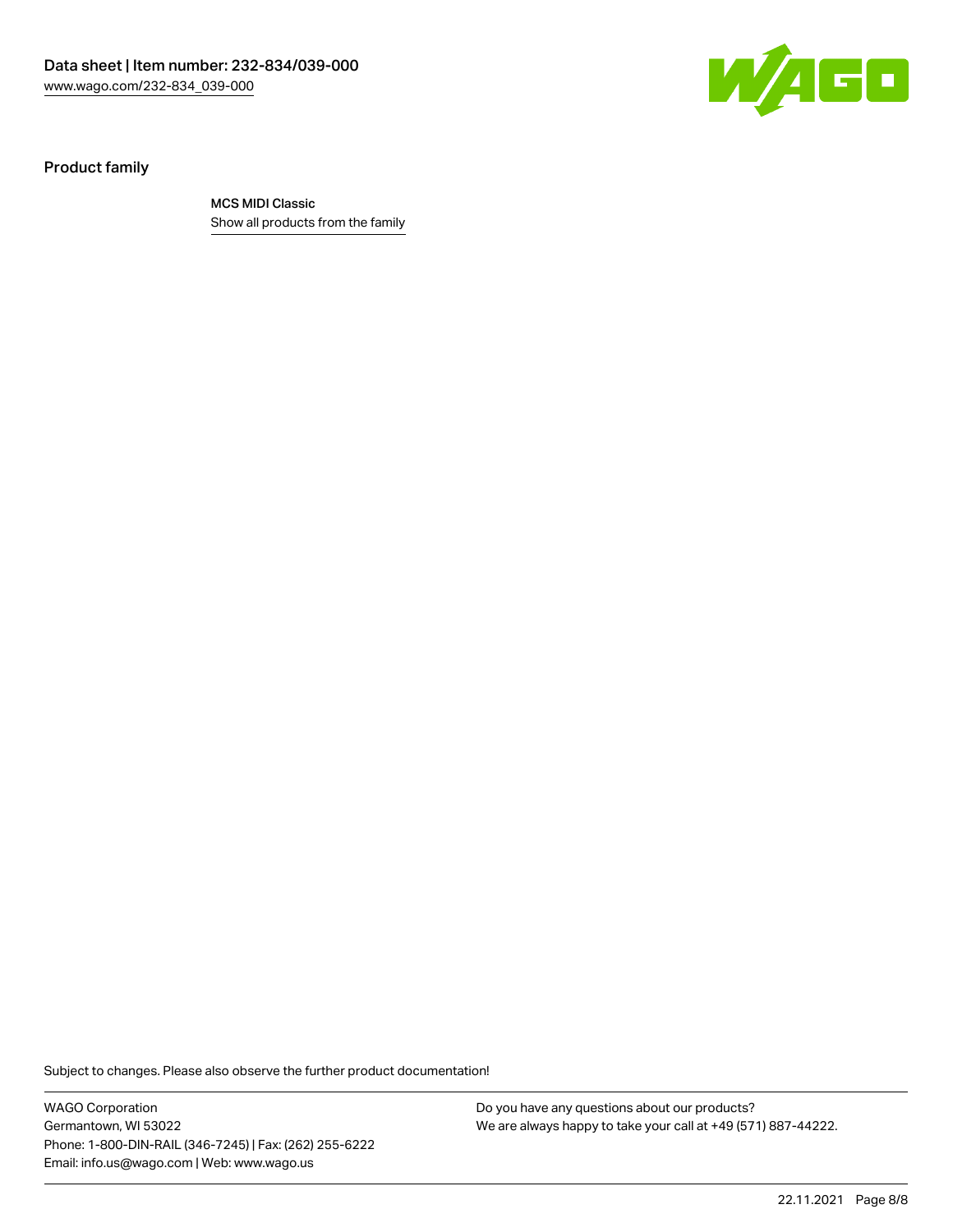## Product family

MCS MIDI Classic

Show all products from the family

Subject to changes. Please also observe the further product documentation!

WAGO Corporation
Germantown, WI 53022
Phone: 1-800-DIN-RAIL (346-7245) | Fax: (262) 255-6222
Email: info.us@wago.com | Web: www.wago.us

Do you have any questions about our products?
We are always happy to take your call at +49 (571) 887-44222.